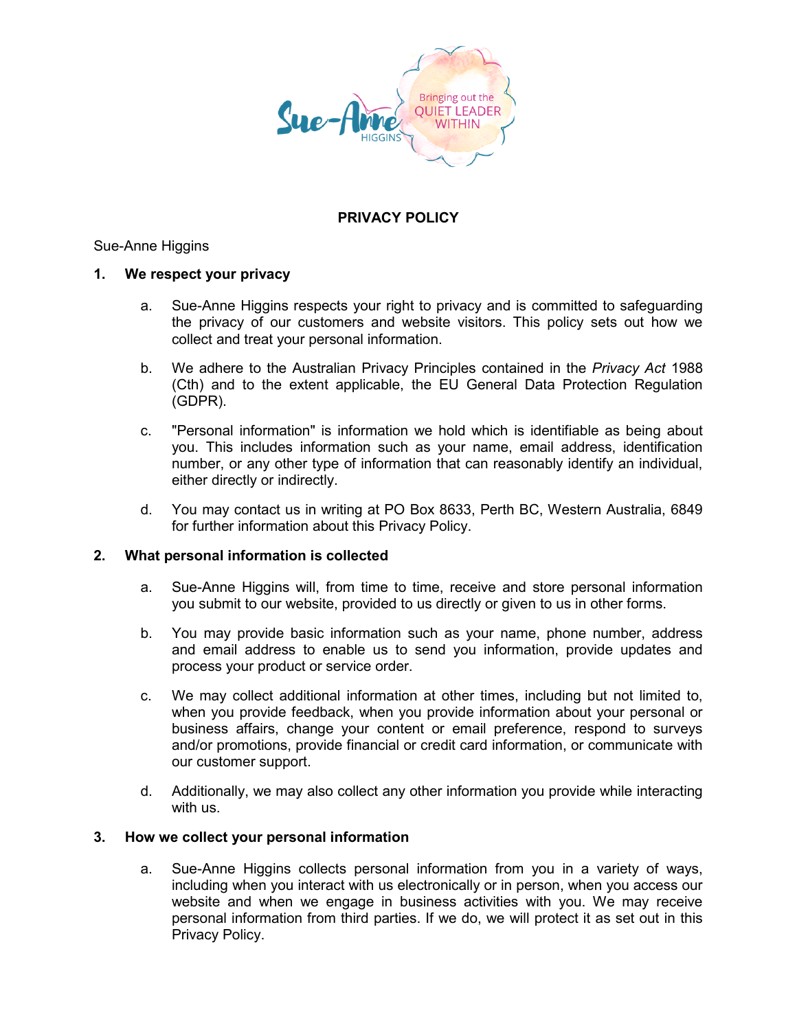# PRIVACY POLICY

Sue-Anne Higgins

## 1. We respect your privacy

a. Sue-Anne Higgins respects your right to privacy and is committed to safeguarding the privacy of our customers and website visitors. This policy sets out how we collect and treat your personal information.

b. We adhere to the Australian Privacy Principles contained in the *Privacy Act* 1988 (Cth) and to the extent applicable, the EU General Data Protection Regulation (GDPR).

c. "Personal information" is information we hold which is identifiable as being about you. This includes information such as your name, email address, identification number, or any other type of information that can reasonably identify an individual, either directly or indirectly.

d. You may contact us in writing at PO Box 8633, Perth BC, Western Australia, 6849 for further information about this Privacy Policy.

## 2. What personal information is collected

a. Sue-Anne Higgins will, from time to time, receive and store personal information you submit to our website, provided to us directly or given to us in other forms.

b. You may provide basic information such as your name, phone number, address and email address to enable us to send you information, provide updates and process your product or service order.

c. We may collect additional information at other times, including but not limited to, when you provide feedback, when you provide information about your personal or business affairs, change your content or email preference, respond to surveys and/or promotions, provide financial or credit card information, or communicate with our customer support.

d. Additionally, we may also collect any other information you provide while interacting with us.

## 3. How we collect your personal information

a. Sue-Anne Higgins collects personal information from you in a variety of ways, including when you interact with us electronically or in person, when you access our website and when we engage in business activities with you. We may receive personal information from third parties. If we do, we will protect it as set out in this Privacy Policy.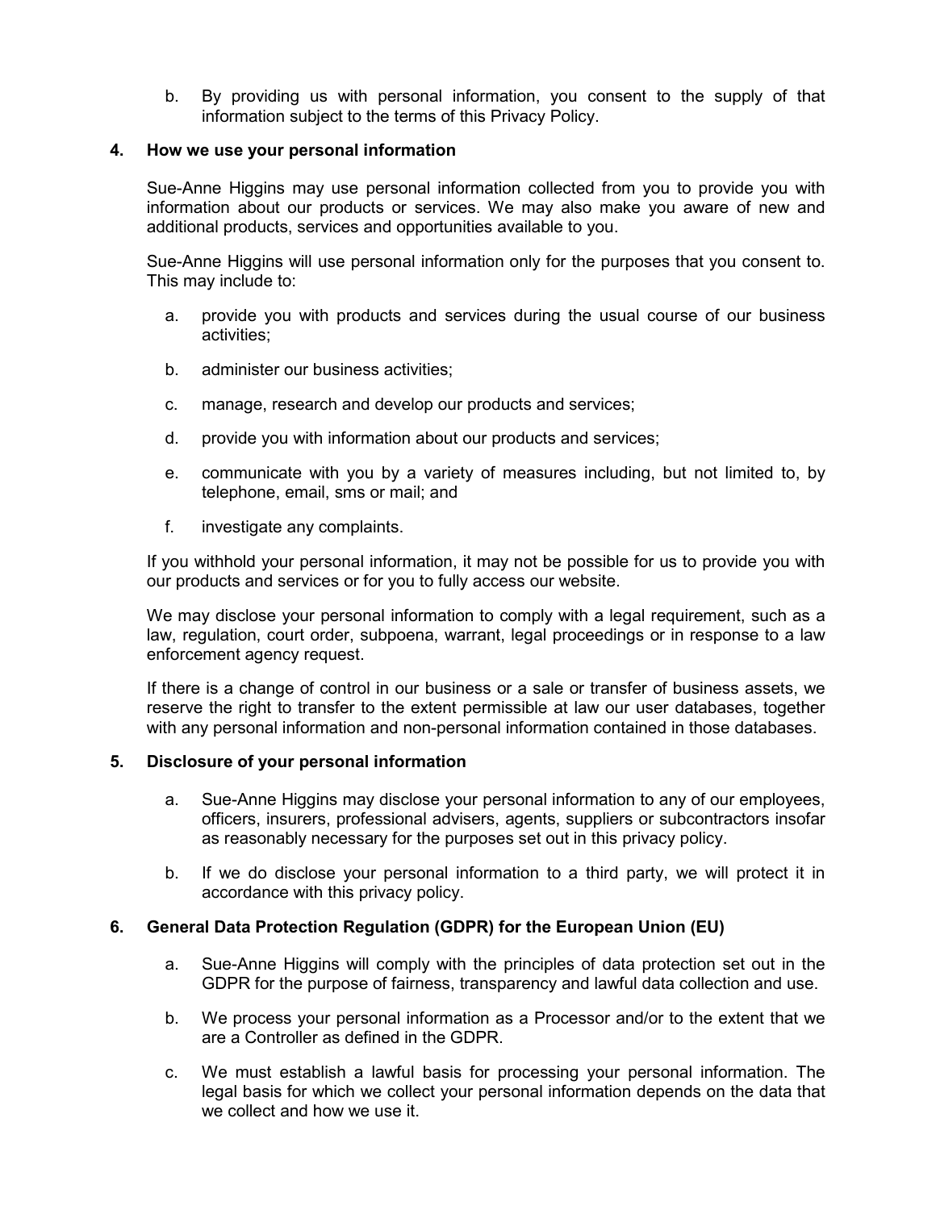b. By providing us with personal information, you consent to the supply of that information subject to the terms of this Privacy Policy.

## 4. How we use your personal information

Sue-Anne Higgins may use personal information collected from you to provide you with information about our products or services. We may also make you aware of new and additional products, services and opportunities available to you.

Sue-Anne Higgins will use personal information only for the purposes that you consent to. This may include to:

a. provide you with products and services during the usual course of our business activities;

b. administer our business activities;

c. manage, research and develop our products and services;

d. provide you with information about our products and services;

e. communicate with you by a variety of measures including, but not limited to, by telephone, email, sms or mail; and

f. investigate any complaints.

If you withhold your personal information, it may not be possible for us to provide you with our products and services or for you to fully access our website.

We may disclose your personal information to comply with a legal requirement, such as a law, regulation, court order, subpoena, warrant, legal proceedings or in response to a law enforcement agency request.

If there is a change of control in our business or a sale or transfer of business assets, we reserve the right to transfer to the extent permissible at law our user databases, together with any personal information and non-personal information contained in those databases.

## 5. Disclosure of your personal information

a. Sue-Anne Higgins may disclose your personal information to any of our employees, officers, insurers, professional advisers, agents, suppliers or subcontractors insofar as reasonably necessary for the purposes set out in this privacy policy.

b. If we do disclose your personal information to a third party, we will protect it in accordance with this privacy policy.

## 6. General Data Protection Regulation (GDPR) for the European Union (EU)

a. Sue-Anne Higgins will comply with the principles of data protection set out in the GDPR for the purpose of fairness, transparency and lawful data collection and use.

b. We process your personal information as a Processor and/or to the extent that we are a Controller as defined in the GDPR.

c. We must establish a lawful basis for processing your personal information. The legal basis for which we collect your personal information depends on the data that we collect and how we use it.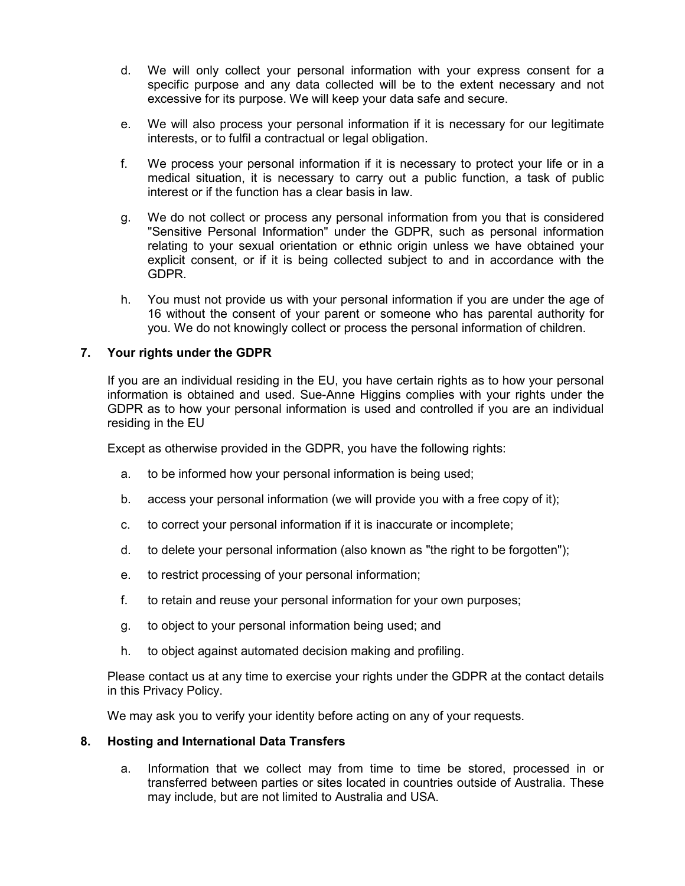d. We will only collect your personal information with your express consent for a specific purpose and any data collected will be to the extent necessary and not excessive for its purpose. We will keep your data safe and secure.

e. We will also process your personal information if it is necessary for our legitimate interests, or to fulfil a contractual or legal obligation.

f. We process your personal information if it is necessary to protect your life or in a medical situation, it is necessary to carry out a public function, a task of public interest or if the function has a clear basis in law.

g. We do not collect or process any personal information from you that is considered "Sensitive Personal Information" under the GDPR, such as personal information relating to your sexual orientation or ethnic origin unless we have obtained your explicit consent, or if it is being collected subject to and in accordance with the GDPR.

h. You must not provide us with your personal information if you are under the age of 16 without the consent of your parent or someone who has parental authority for you. We do not knowingly collect or process the personal information of children.

## 7. Your rights under the GDPR

If you are an individual residing in the EU, you have certain rights as to how your personal information is obtained and used. Sue-Anne Higgins complies with your rights under the GDPR as to how your personal information is used and controlled if you are an individual residing in the EU

Except as otherwise provided in the GDPR, you have the following rights:

a. to be informed how your personal information is being used;

b. access your personal information (we will provide you with a free copy of it);

c. to correct your personal information if it is inaccurate or incomplete;

d. to delete your personal information (also known as "the right to be forgotten");

e. to restrict processing of your personal information;

f. to retain and reuse your personal information for your own purposes;

g. to object to your personal information being used; and

h. to object against automated decision making and profiling.

Please contact us at any time to exercise your rights under the GDPR at the contact details in this Privacy Policy.

We may ask you to verify your identity before acting on any of your requests.

## 8. Hosting and International Data Transfers

a. Information that we collect may from time to time be stored, processed in or transferred between parties or sites located in countries outside of Australia. These may include, but are not limited to Australia and USA.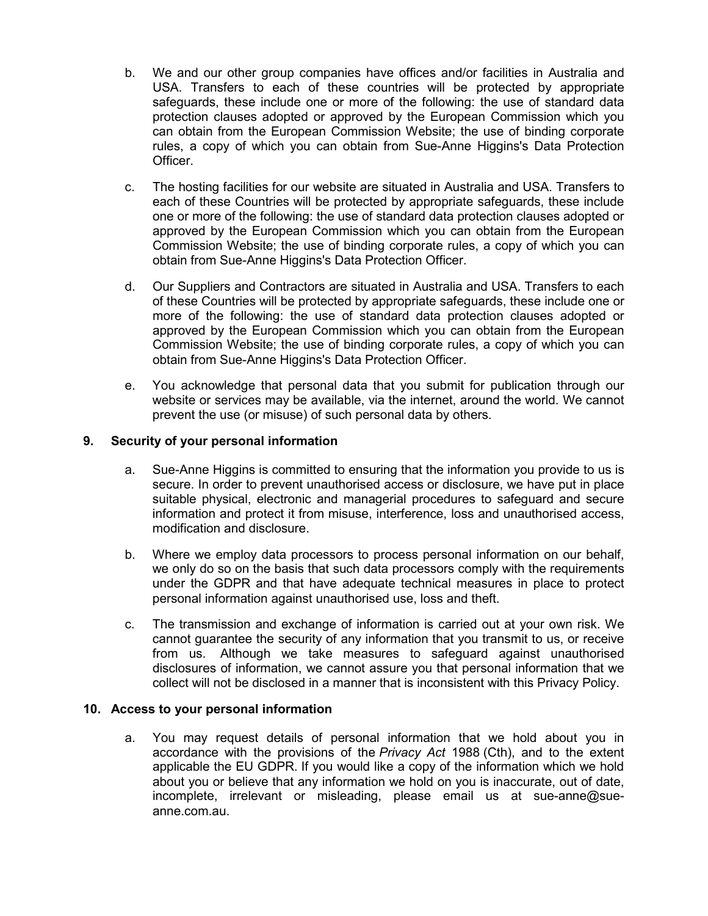b. We and our other group companies have offices and/or facilities in Australia and USA. Transfers to each of these countries will be protected by appropriate safeguards, these include one or more of the following: the use of standard data protection clauses adopted or approved by the European Commission which you can obtain from the European Commission Website; the use of binding corporate rules, a copy of which you can obtain from Sue-Anne Higgins's Data Protection Officer.

c. The hosting facilities for our website are situated in Australia and USA. Transfers to each of these Countries will be protected by appropriate safeguards, these include one or more of the following: the use of standard data protection clauses adopted or approved by the European Commission which you can obtain from the European Commission Website; the use of binding corporate rules, a copy of which you can obtain from Sue-Anne Higgins's Data Protection Officer.

d. Our Suppliers and Contractors are situated in Australia and USA. Transfers to each of these Countries will be protected by appropriate safeguards, these include one or more of the following: the use of standard data protection clauses adopted or approved by the European Commission which you can obtain from the European Commission Website; the use of binding corporate rules, a copy of which you can obtain from Sue-Anne Higgins's Data Protection Officer.

e. You acknowledge that personal data that you submit for publication through our website or services may be available, via the internet, around the world. We cannot prevent the use (or misuse) of such personal data by others.

## 9. Security of your personal information

a. Sue-Anne Higgins is committed to ensuring that the information you provide to us is secure. In order to prevent unauthorised access or disclosure, we have put in place suitable physical, electronic and managerial procedures to safeguard and secure information and protect it from misuse, interference, loss and unauthorised access, modification and disclosure.

b. Where we employ data processors to process personal information on our behalf, we only do so on the basis that such data processors comply with the requirements under the GDPR and that have adequate technical measures in place to protect personal information against unauthorised use, loss and theft.

c. The transmission and exchange of information is carried out at your own risk. We cannot guarantee the security of any information that you transmit to us, or receive from us. Although we take measures to safeguard against unauthorised disclosures of information, we cannot assure you that personal information that we collect will not be disclosed in a manner that is inconsistent with this Privacy Policy.

## 10. Access to your personal information

a. You may request details of personal information that we hold about you in accordance with the provisions of the *Privacy Act* 1988 (Cth), and to the extent applicable the EU GDPR. If you would like a copy of the information which we hold about you or believe that any information we hold on you is inaccurate, out of date, incomplete, irrelevant or misleading, please email us at sue-anne@sue-anne.com.au.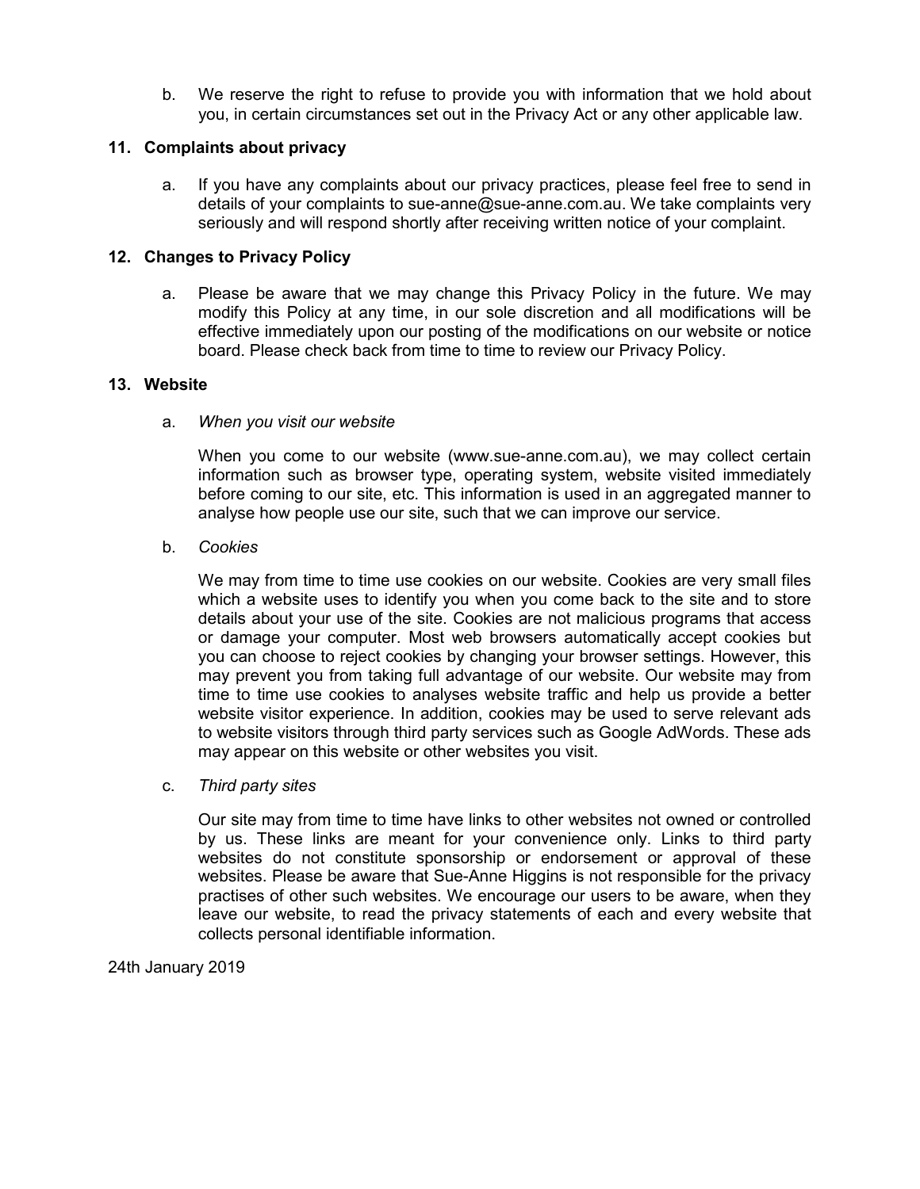b. We reserve the right to refuse to provide you with information that we hold about you, in certain circumstances set out in the Privacy Act or any other applicable law.

## 11. Complaints about privacy

a. If you have any complaints about our privacy practices, please feel free to send in details of your complaints to sue-anne@sue-anne.com.au. We take complaints very seriously and will respond shortly after receiving written notice of your complaint.

## 12. Changes to Privacy Policy

a. Please be aware that we may change this Privacy Policy in the future. We may modify this Policy at any time, in our sole discretion and all modifications will be effective immediately upon our posting of the modifications on our website or notice board. Please check back from time to time to review our Privacy Policy.

## 13. Website

a. *When you visit our website*

When you come to our website (www.sue-anne.com.au), we may collect certain information such as browser type, operating system, website visited immediately before coming to our site, etc. This information is used in an aggregated manner to analyse how people use our site, such that we can improve our service.

b. *Cookies*

We may from time to time use cookies on our website. Cookies are very small files which a website uses to identify you when you come back to the site and to store details about your use of the site. Cookies are not malicious programs that access or damage your computer. Most web browsers automatically accept cookies but you can choose to reject cookies by changing your browser settings. However, this may prevent you from taking full advantage of our website. Our website may from time to time use cookies to analyses website traffic and help us provide a better website visitor experience. In addition, cookies may be used to serve relevant ads to website visitors through third party services such as Google AdWords. These ads may appear on this website or other websites you visit.

c. *Third party sites*

Our site may from time to time have links to other websites not owned or controlled by us. These links are meant for your convenience only. Links to third party websites do not constitute sponsorship or endorsement or approval of these websites. Please be aware that Sue-Anne Higgins is not responsible for the privacy practises of other such websites. We encourage our users to be aware, when they leave our website, to read the privacy statements of each and every website that collects personal identifiable information.

24th January 2019